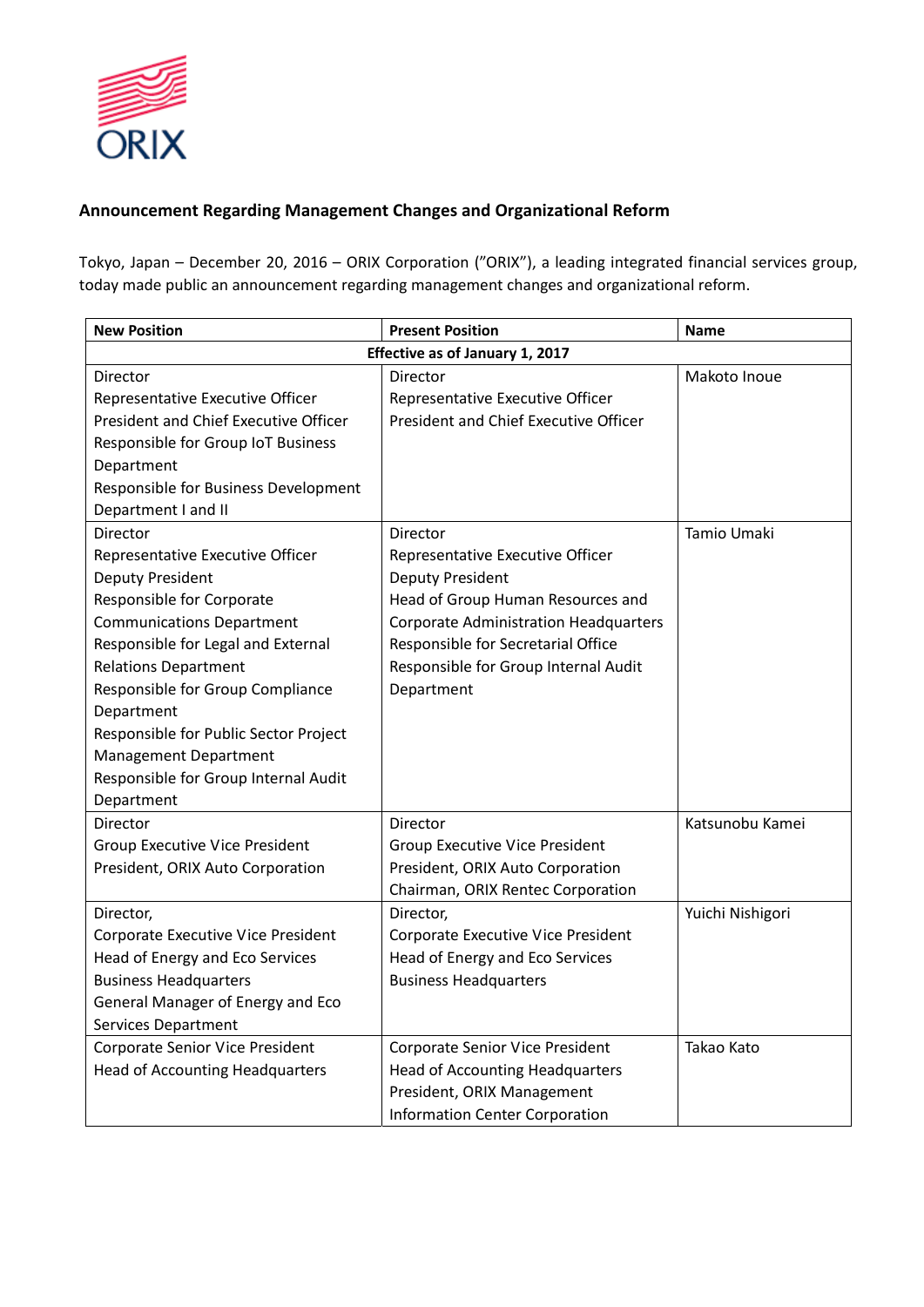ORIX

## Announcement Regarding Management Changes and Organizational Reform

Tokyo, Japan – December 20, 2016 – ORIX Corporation ("ORIX"), a leading integrated financial services group, today made public an announcement regarding management changes and organizational reform.

| New Position | Present Position | Name |
|---|---|---|
| **Effective as of January 1, 2017** | | |
| Director<br>Representative Executive Officer<br>President and Chief Executive Officer<br>Responsible for Group IoT Business Department<br>Responsible for Business Development Department I and II | Director<br>Representative Executive Officer<br>President and Chief Executive Officer | Makoto Inoue |
| Director<br>Representative Executive Officer<br>Deputy President<br>Responsible for Corporate Communications Department<br>Responsible for Legal and External Relations Department<br>Responsible for Group Compliance Department<br>Responsible for Public Sector Project Management Department<br>Responsible for Group Internal Audit Department | Director<br>Representative Executive Officer<br>Deputy President<br>Head of Group Human Resources and Corporate Administration Headquarters<br>Responsible for Secretarial Office<br>Responsible for Group Internal Audit Department | Tamio Umaki |
| Director<br>Group Executive Vice President<br>President, ORIX Auto Corporation | Director<br>Group Executive Vice President<br>President, ORIX Auto Corporation<br>Chairman, ORIX Rentec Corporation | Katsunobu Kamei |
| Director,<br>Corporate Executive Vice President<br>Head of Energy and Eco Services Business Headquarters<br>General Manager of Energy and Eco Services Department | Director,<br>Corporate Executive Vice President<br>Head of Energy and Eco Services Business Headquarters | Yuichi Nishigori |
| Corporate Senior Vice President<br>Head of Accounting Headquarters | Corporate Senior Vice President<br>Head of Accounting Headquarters<br>President, ORIX Management Information Center Corporation | Takao Kato |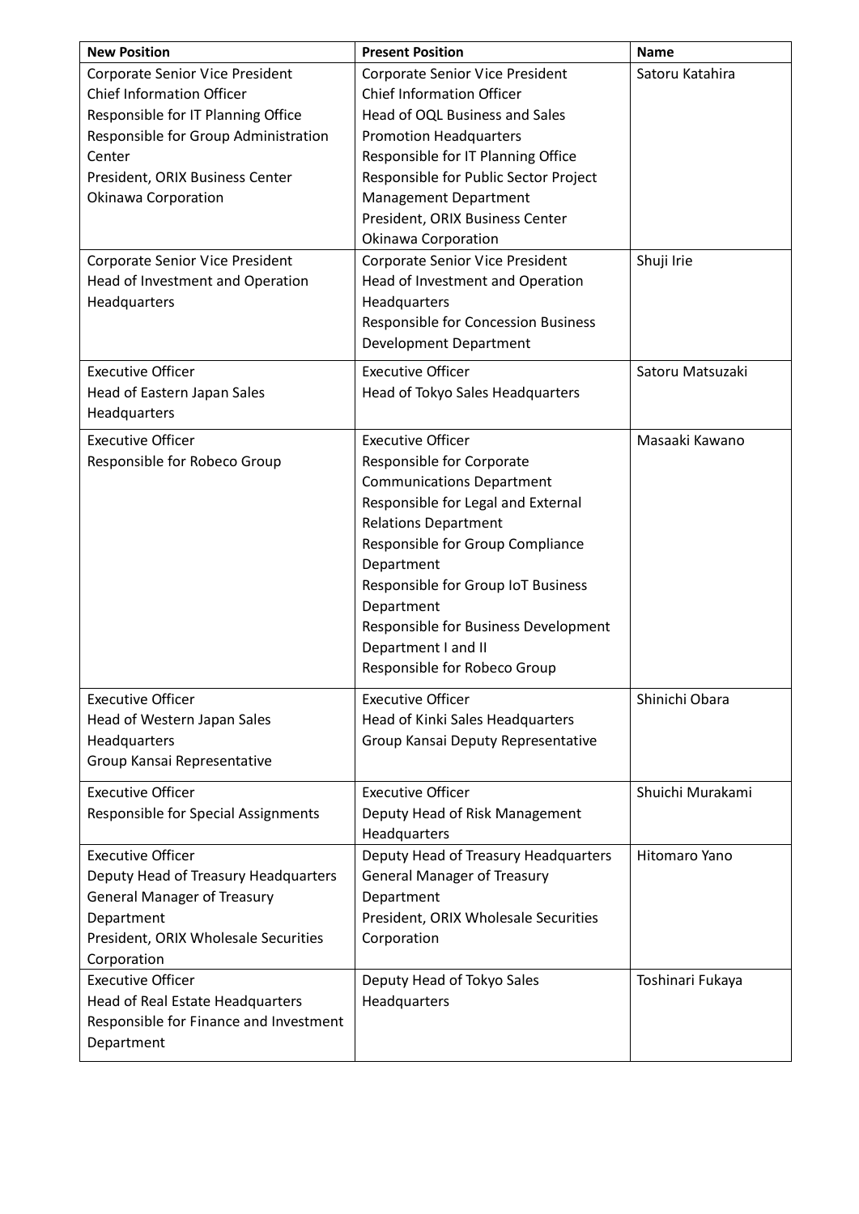| New Position | Present Position | Name |
| --- | --- | --- |
| Corporate Senior Vice President<br>Chief Information Officer<br>Responsible for IT Planning Office<br>Responsible for Group Administration Center<br>President, ORIX Business Center Okinawa Corporation | Corporate Senior Vice President<br>Chief Information Officer<br>Head of OQL Business and Sales Promotion Headquarters<br>Responsible for IT Planning Office<br>Responsible for Public Sector Project Management Department<br>President, ORIX Business Center Okinawa Corporation | Satoru Katahira |
| Corporate Senior Vice President<br>Head of Investment and Operation Headquarters | Corporate Senior Vice President<br>Head of Investment and Operation Headquarters<br>Responsible for Concession Business Development Department | Shuji Irie |
| Executive Officer<br>Head of Eastern Japan Sales Headquarters | Executive Officer<br>Head of Tokyo Sales Headquarters | Satoru Matsuzaki |
| Executive Officer<br>Responsible for Robeco Group | Executive Officer<br>Responsible for Corporate Communications Department<br>Responsible for Legal and External Relations Department<br>Responsible for Group Compliance Department<br>Responsible for Group IoT Business Department<br>Responsible for Business Development Department I and II<br>Responsible for Robeco Group | Masaaki Kawano |
| Executive Officer<br>Head of Western Japan Sales Headquarters<br>Group Kansai Representative | Executive Officer<br>Head of Kinki Sales Headquarters<br>Group Kansai Deputy Representative | Shinichi Obara |
| Executive Officer<br>Responsible for Special Assignments | Executive Officer<br>Deputy Head of Risk Management Headquarters | Shuichi Murakami |
| Executive Officer<br>Deputy Head of Treasury Headquarters<br>General Manager of Treasury Department<br>President, ORIX Wholesale Securities Corporation | Deputy Head of Treasury Headquarters<br>General Manager of Treasury Department<br>President, ORIX Wholesale Securities Corporation | Hitomaro Yano |
| Executive Officer<br>Head of Real Estate Headquarters<br>Responsible for Finance and Investment Department | Deputy Head of Tokyo Sales Headquarters | Toshinari Fukaya |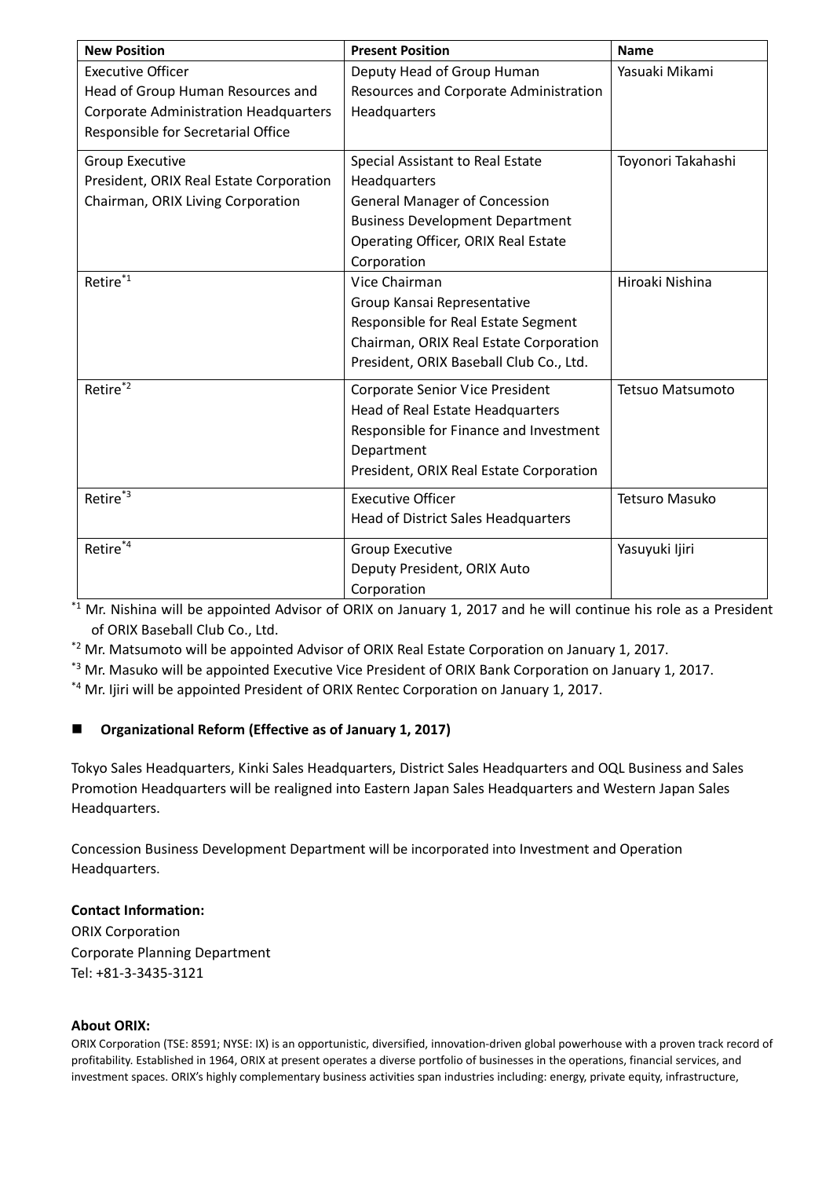| New Position | Present Position | Name |
|---|---|---|
| Executive Officer<br>Head of Group Human Resources and Corporate Administration Headquarters<br>Responsible for Secretarial Office | Deputy Head of Group Human Resources and Corporate Administration Headquarters | Yasuaki Mikami |
| Group Executive<br>President, ORIX Real Estate Corporation<br>Chairman, ORIX Living Corporation | Special Assistant to Real Estate Headquarters<br>General Manager of Concession Business Development Department<br>Operating Officer, ORIX Real Estate Corporation | Toyonori Takahashi |
| Retire*1 | Vice Chairman<br>Group Kansai Representative<br>Responsible for Real Estate Segment<br>Chairman, ORIX Real Estate Corporation<br>President, ORIX Baseball Club Co., Ltd. | Hiroaki Nishina |
| Retire*2 | Corporate Senior Vice President<br>Head of Real Estate Headquarters<br>Responsible for Finance and Investment Department<br>President, ORIX Real Estate Corporation | Tetsuo Matsumoto |
| Retire*3 | Executive Officer<br>Head of District Sales Headquarters | Tetsuro Masuko |
| Retire*4 | Group Executive<br>Deputy President, ORIX Auto Corporation | Yasuyuki Ijiri |

*1 Mr. Nishina will be appointed Advisor of ORIX on January 1, 2017 and he will continue his role as a President of ORIX Baseball Club Co., Ltd.

*2 Mr. Matsumoto will be appointed Advisor of ORIX Real Estate Corporation on January 1, 2017.

*3 Mr. Masuko will be appointed Executive Vice President of ORIX Bank Corporation on January 1, 2017.

*4 Mr. Ijiri will be appointed President of ORIX Rentec Corporation on January 1, 2017.

## Organizational Reform (Effective as of January 1, 2017)

Tokyo Sales Headquarters, Kinki Sales Headquarters, District Sales Headquarters and OQL Business and Sales Promotion Headquarters will be realigned into Eastern Japan Sales Headquarters and Western Japan Sales Headquarters.

Concession Business Development Department will be incorporated into Investment and Operation Headquarters.

**Contact Information:**

ORIX Corporation
Corporate Planning Department
Tel: +81-3-3435-3121

**About ORIX:**

ORIX Corporation (TSE: 8591; NYSE: IX) is an opportunistic, diversified, innovation-driven global powerhouse with a proven track record of profitability. Established in 1964, ORIX at present operates a diverse portfolio of businesses in the operations, financial services, and investment spaces. ORIX's highly complementary business activities span industries including: energy, private equity, infrastructure,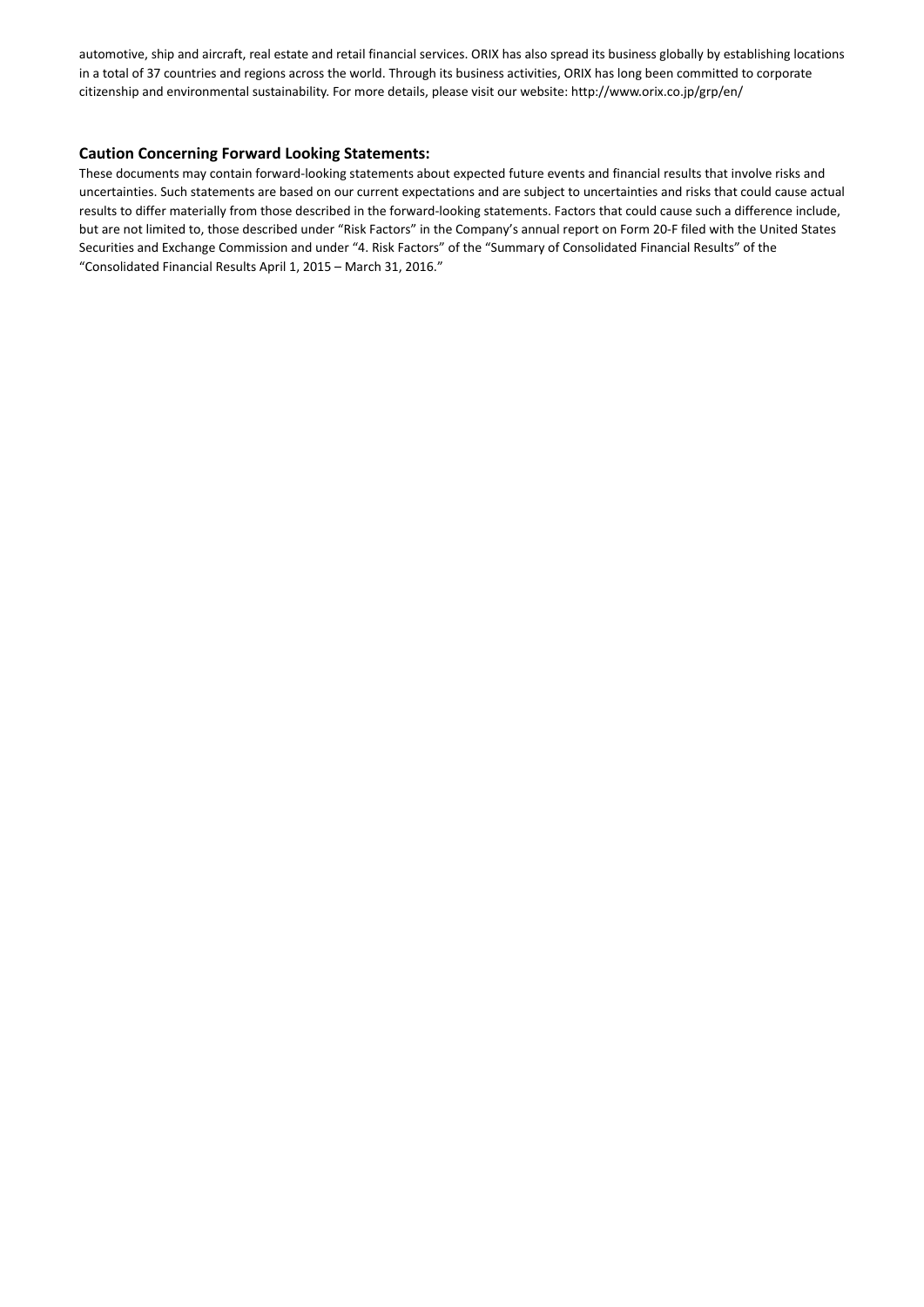automotive, ship and aircraft, real estate and retail financial services. ORIX has also spread its business globally by establishing locations in a total of 37 countries and regions across the world. Through its business activities, ORIX has long been committed to corporate citizenship and environmental sustainability. For more details, please visit our website: http://www.orix.co.jp/grp/en/

### Caution Concerning Forward Looking Statements:

These documents may contain forward-looking statements about expected future events and financial results that involve risks and uncertainties. Such statements are based on our current expectations and are subject to uncertainties and risks that could cause actual results to differ materially from those described in the forward-looking statements. Factors that could cause such a difference include, but are not limited to, those described under "Risk Factors" in the Company's annual report on Form 20-F filed with the United States Securities and Exchange Commission and under "4. Risk Factors" of the "Summary of Consolidated Financial Results" of the "Consolidated Financial Results April 1, 2015 – March 31, 2016."